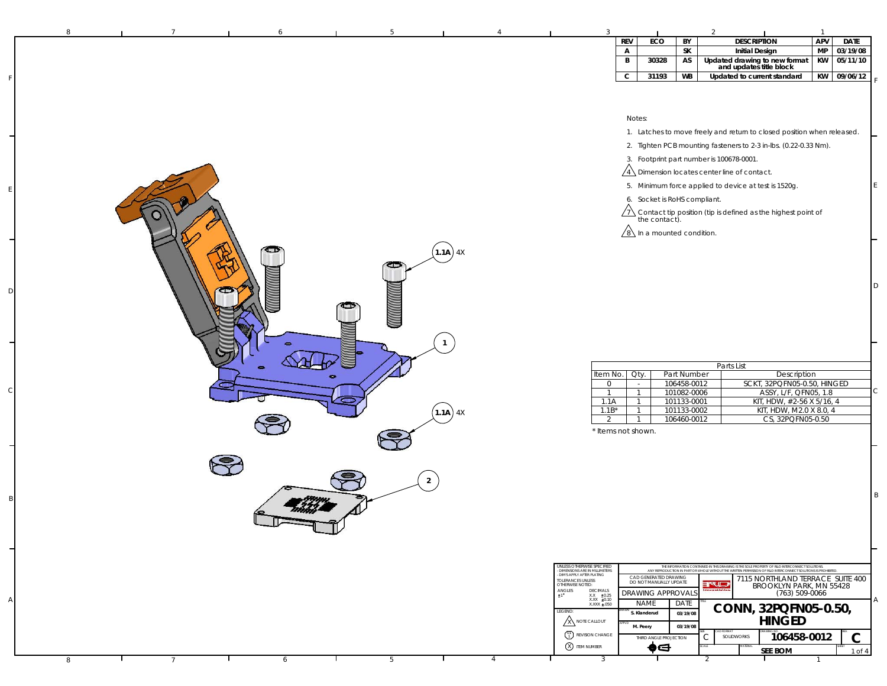| REV | ECO | BY | DESCRIPTION | APV | DATE |
|---|---|---|---|---|---|
| A | | SK | Initial Design | MP | 03/19/08 |
| B | 30328 | AS | Updated drawing to new format and updates title block | KW | 05/11/10 |
| C | 31193 | WB | Updated to current standard | KW | 09/06/12 |

Notes:

1. Latches to move freely and return to closed position when released.
2. Tighten PCB mounting fasteners to 2-3 in-lbs. (0.22-0.33 Nm).
3. Footprint part number is 100678-0001.
4. Dimension locates center line of contact.
5. Minimum force applied to device at test is 1520g.
6. Socket is RoHS compliant.
7. Contact tip position (tip is defined as the highest point of the contact).
8. In a mounted condition.

1.1A 4X

1

1.1A 4X

2

| Parts List | | | |
|---|---|---|---|
| Item No. | Qty. | Part Number | Description |
| 0 | - | 106458-0012 | SCKT, 32PQFN05-0.50, HINGED |
| 1 | 1 | 101082-0006 | ASSY, L/F, QFN05, 1.8 |
| 1.1A | 1 | 101133-0001 | KIT, HDW, #2-56 X 5/16, 4 |
| 1.1B* | 1 | 101133-0002 | KIT, HDW, M2.0 X 8.0, 4 |
| 2 | 1 | 106460-0012 | CS, 32PQFN05-0.50 |

* Items not shown.

UNLESS OTHERWISE SPECIFIED
- DIMENSIONS ARE IN MILLIMETERS
- DIM'S APPLY AFTER PLATING
TOLERANCES UNLESS OTHERWISE NOTED:
ANGLES ±1°
DECIMALS X.X ±0.25, X.XX ±0.10, X.XXX ±.050

LEGEND:
X NOTE CALLOUT
1 REVISION CHANGE
X ITEM NUMBER

THE INFORMATION CONTAINED IN THIS DRAWING IS THE SOLE PROPERTY OF R&D INTERCONNECT SOLUTIONS. ANY REPRODUCTION IN PART OR WHOLE WITHOUT THE WRITTEN PERMISSION OF R&D INTERCONNECT SOLUTIONS IS PROHIBITED.

CAD GENERATED DRAWING DO NOT MANUALLY UPDATE

7115 NORTHLAND TERRACE SUITE 400
BROOKLYN PARK, MN 55428
(763) 509-0066

| DRAWING APPROVALS | |
|---|---|
| NAME | DATE |
| DRAWN S. Klandenud | 03/19/08 |
| APPVD M. Peery | 03/19/08 |

THIRD ANGLE PROJECTION

TITLE: CONN, 32PQFN05-0.50, HINGED

SIZE: C | CAD FORMAT: SOLIDWORKS | DRAWING NO: 106458-0012 | REV: C

MATERIAL: SEE BOM | SHEET 1 of 4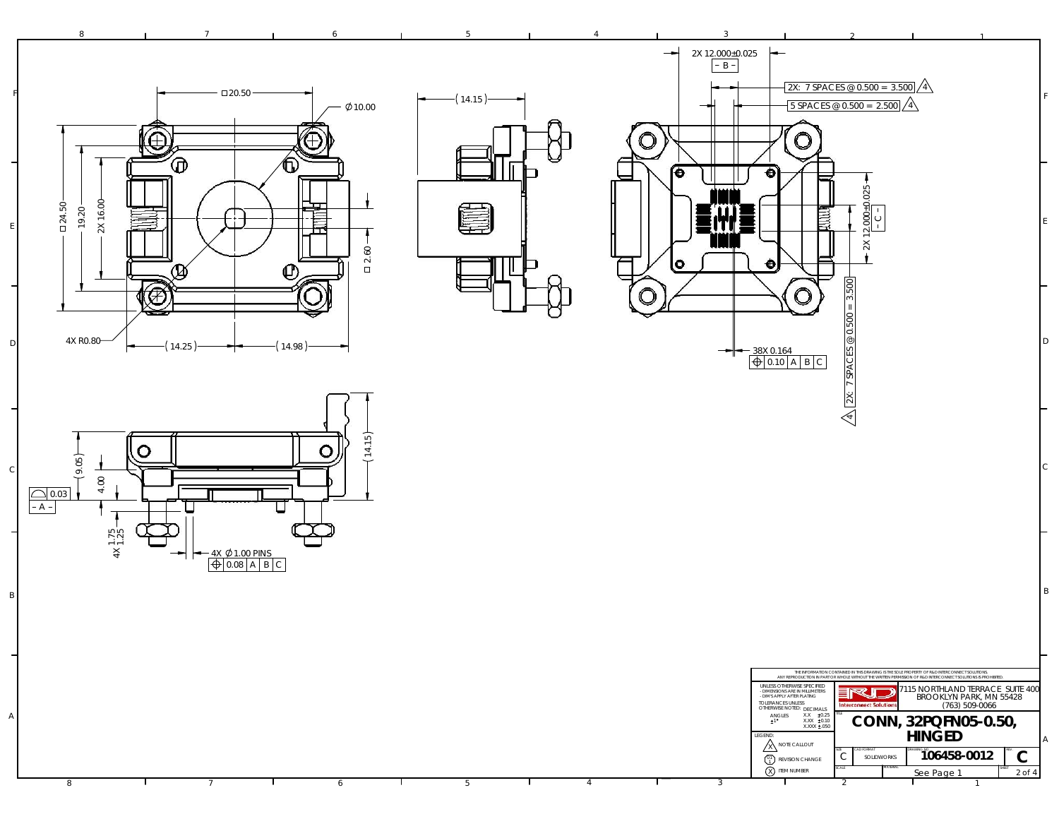□20.50

∅10.00

(14.15)

2X 12.000±0.025

– B –

2X: 7 SPACES @ 0.500 = 3.500 ⚠4

5 SPACES @ 0.500 = 2.500 ⚠4

□24.50

19.20

2X 16.00

□2.60

2X 12.000±0.025

– C –

2X: 7 SPACES @ 0.500 = 3.500 ⚠4

4X R0.80

(14.25)

(14.98)

38X 0.164

⊕ 0.10 | A | B | C

(9.05)

4.00

(14.15)

⌓ 0.03

– A –

4X 1.75 / 1.25

4X ∅1.00 PINS

⊕ 0.08 | A | B | C

THE INFORMATION CONTAINED IN THIS DRAWING IS THE SOLE PROPERTY OF R&D INTERCONNECT SOLUTIONS. ANY REPRODUCTION IN PART OR WHOLE WITHOUT THE WRITTEN PERMISSION OF R&D INTERCONNECT SOLUTIONS IS PROHIBITED.

UNLESS OTHERWISE SPECIFIED
- DIMENSIONS ARE IN MILLIMETERS
- DIM'S APPLY AFTER PLATING

TOLERANCES UNLESS OTHERWISE NOTED:

| ANGLES | DECIMALS |
|---|---|
| ±1° | X.X ±0.25 |
| | X.XX ±0.10 |
| | X.XXX ±.050 |

LEGEND:
- ⚠X NOTE CALLOUT
- REVISION CHANGE
- Ⓧ ITEM NUMBER

R&D Interconnect Solutions

7115 NORTHLAND TERRACE SUITE 400
BROOKLYN PARK, MN 55428
(763) 509-0066

TITLE: **CONN, 32PQFN05-0.50, HINGED**

| SIZE | CAD FORMAT | DRAWING NO. | REV. |
|---|---|---|---|
| C | SOLIDWORKS | 106458-0012 | C |

| SCALE | MATERIAL | | SHEET |
|---|---|---|---|
| | | See Page 1 | 2 of 4 |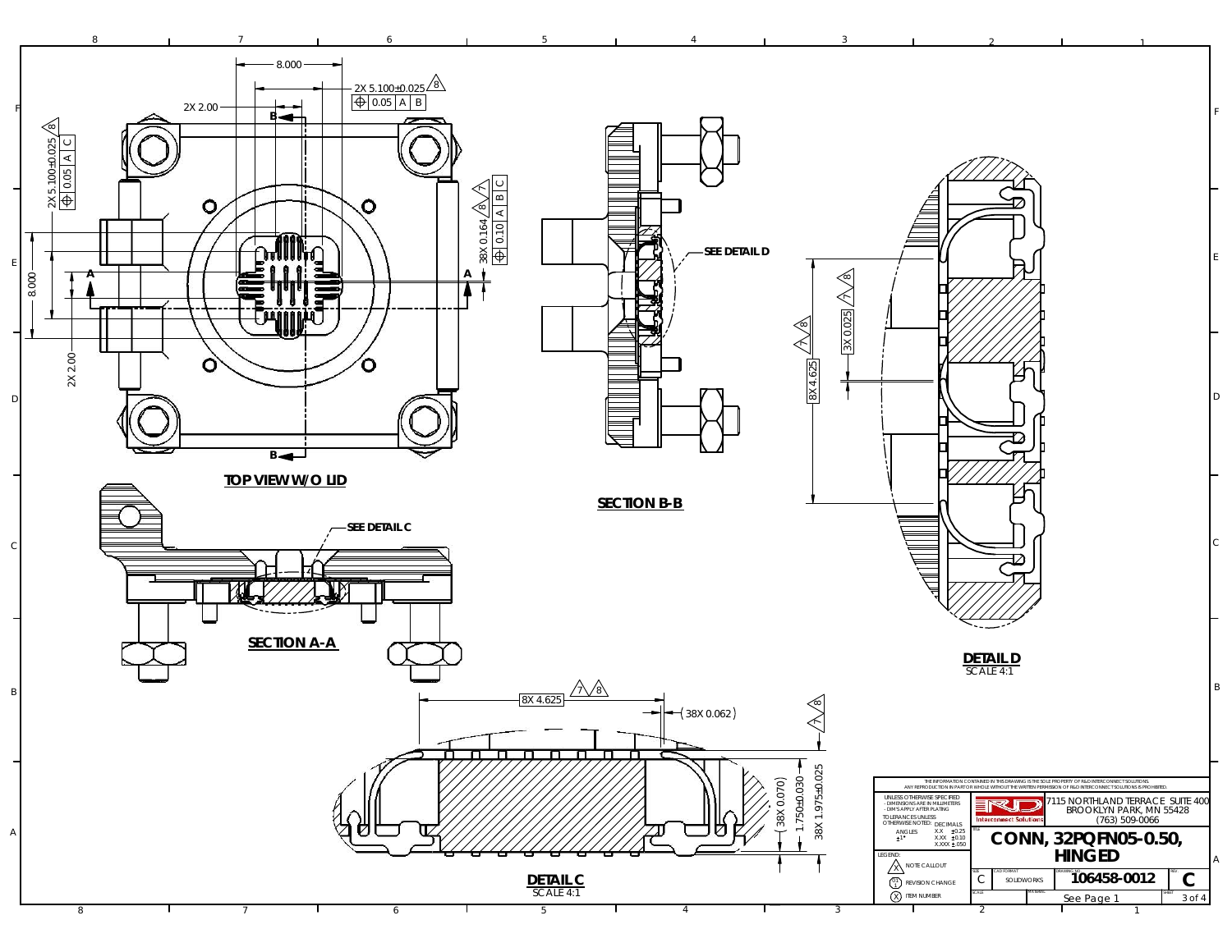## TOP VIEW W/O LID

- 8.000
- 2X 5.100±0.025 ⟨8⟩ | ⌖ | 0.05 | A | B |
- 2X 2.00
- 2X 5.100±0.025 ⟨8⟩ | ⌖ | 0.05 | A | C |
- 38X 0.164 ⟨8⟩⟨7⟩ | ⌖ | 0.10 | A | B | C |
- 8.000
- 2X 2.00

## SECTION B-B

SEE DETAIL D

## SECTION A-A

SEE DETAIL C

## DETAIL D

SCALE 4:1

- 8X 4.625 ⟨7⟩⟨8⟩
- 3X 0.025 ⟨7⟩⟨8⟩

## DETAIL C

SCALE 4:1

- 8X 4.625 ⟨7⟩⟨8⟩
- (38X 0.062)
- (38X 0.070)
- 1.750±0.030
- 38X 1.975±0.025 ⟨7⟩⟨8⟩

---

THE INFORMATION CONTAINED IN THIS DRAWING IS THE SOLE PROPERTY OF R&D INTERCONNECT SOLUTIONS. ANY REPRODUCTION IN PART OR WHOLE WITHOUT THE WRITTEN PERMISSION OF R&D INTERCONNECT SOLUTIONS IS PROHIBITED.

UNLESS OTHERWISE SPECIFIED
- DIMENSIONS ARE IN MILLIMETERS
- DIM'S APPLY AFTER PLATING

TOLERANCES UNLESS OTHERWISE NOTED:

| ANGLES | DECIMALS |
|---|---|
| ±1° | X.X ±0.25 |
| | X.XX ±0.10 |
| | X.XXX ±.050 |

LEGEND:
- NOTE CALLOUT
- REVISION CHANGE
- ITEM NUMBER

R&D Interconnect Solutions
7115 NORTHLAND TERRACE SUITE 400
BROOKLYN PARK, MN 55428
(763) 509-0066

TITLE: **CONN, 32PQFN05-0.50, HINGED**

| SIZE | CAD FORMAT | DRAWING NO. | REV. |
|---|---|---|---|
| C | SOLIDWORKS | 106458-0012 | C |

SCALE: See Page 1 | SHEET 3 of 4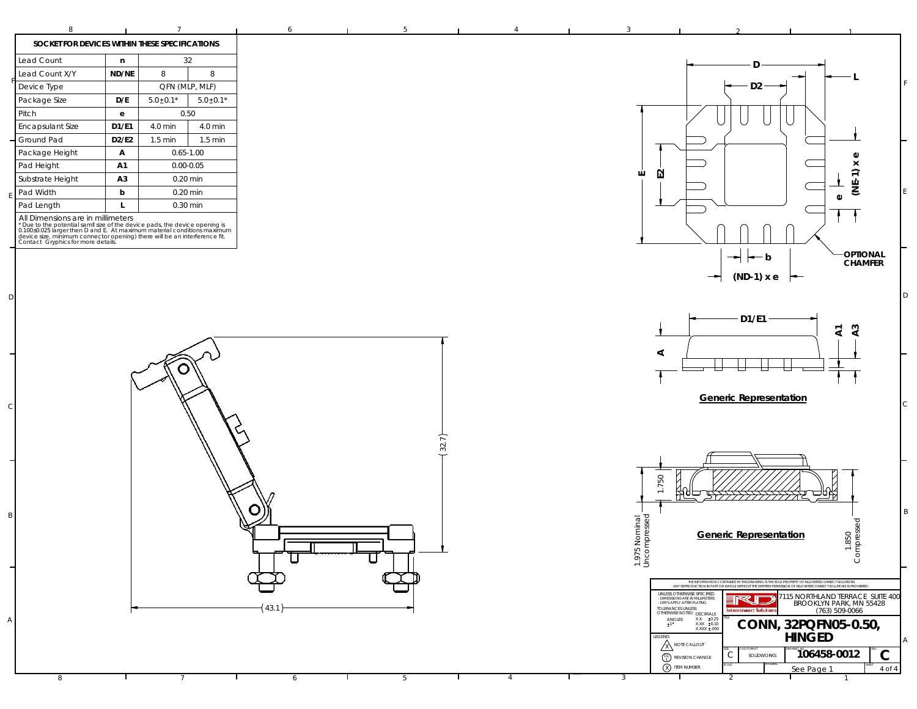**SOCKET FOR DEVICES WITHIN THESE SPECIFICATIONS**

| | | | |
|---|---|---|---|
| Lead Count | n | 32 | |
| Lead Count X/Y | ND/NE | 8 | 8 |
| Device Type | | QFN (MLP, MLF) | |
| Package Size | D/E | 5.0±0.1* | 5.0±0.1* |
| Pitch | e | 0.50 | |
| Encapsulant Size | D1/E1 | 4.0 min | 4.0 min |
| Ground Pad | D2/E2 | 1.5 min | 1.5 min |
| Package Height | A | 0.65-1.00 | |
| Pad Height | A1 | 0.00-0.05 | |
| Substrate Height | A3 | 0.20 min | |
| Pad Width | b | 0.20 min | |
| Pad Length | L | 0.30 min | |

All Dimensions are in millimeters

* Due to the potential samll size of the device pads, the device opening is 0.100±0.025 larger then D and E. At maximum material conditions maximum device size, minimum connector opening) there will be an interference fit. Contact Gryphics for more details.

D
D2
L
E
E2
(NE-1) x e
e
b
(ND-1) x e
OPTIONAL CHAMFER

D1/E1
A
A1
A3

**Generic Representation**

1.750
1.975 Nominal Uncompressed
1.850 Compressed

**Generic Representation**

(32.7)
(43.1)

THE INFORMATION CONTAINED IN THIS DRAWING IS THE SOLE PROPERTY OF R&D INTERCONNECT SOLUTIONS. ANY REPRODUCTION IN PART OR WHOLE WITHOUT THE WRITTEN PERMISSION OF R&D INTERCONNECT SOLUTIONS IS PROHIBITED.

UNLESS OTHERWISE SPECIFIED
- DIMENSIONS ARE IN MILLIMETERS
- DIM'S APPLY AFTER PLATING

TOLERANCES UNLESS OTHERWISE NOTED: DECIMALS
ANGLES ±1°
X.X ±0.25
X.XX ±0.10
X.XXX ±.050

LEGEND:
NOTE CALLOUT
REVISION CHANGE
ITEM NUMBER

R&D Interconnect Solutions
7115 NORTHLAND TERRACE SUITE 400
BROOKLYN PARK, MN 55428
(763) 509-0066

TITLE: **CONN, 32PQFN05-0.50, HINGED**

SIZE: C | CAD FORMAT: SOLIDWORKS | DRAWING NO: **106458-0012** | REV: **C**

SCALE: See Page 1 | SHEET: 4 of 4